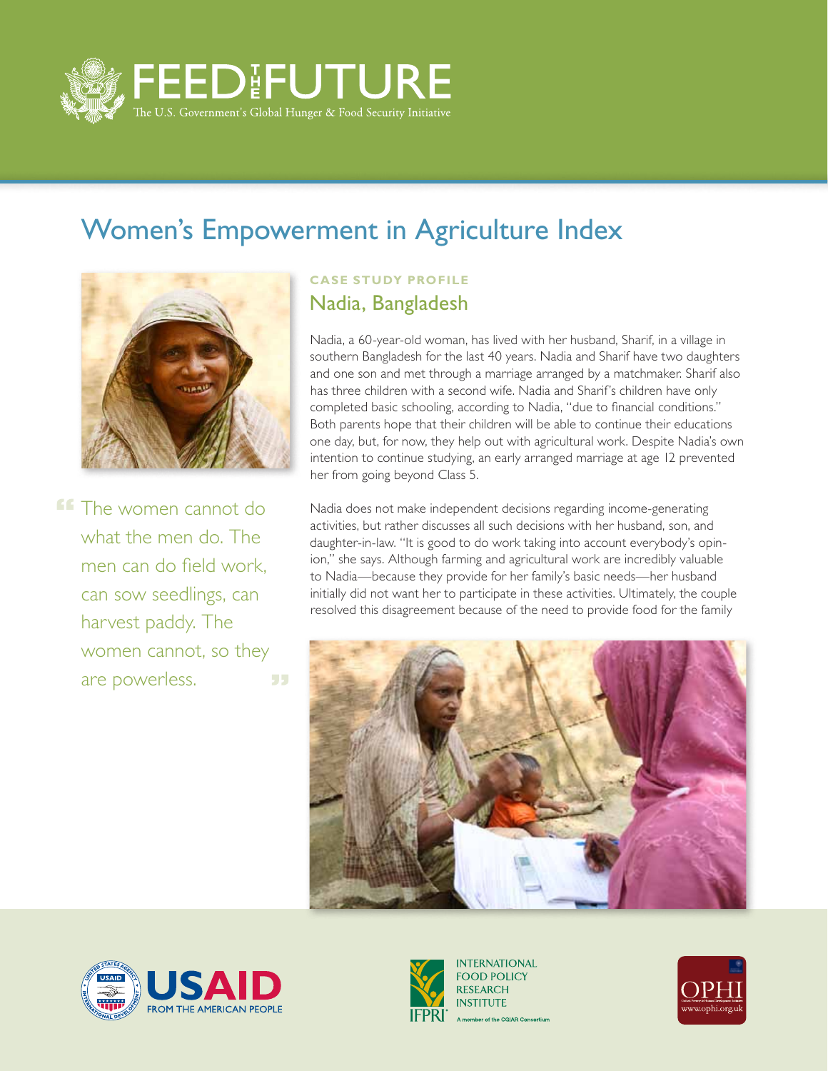# FEED THE FUTURE

The U.S. Government's Global Hunger & Food Security Initiative

## Women's Empowerment in Agriculture Index

**CASE STUDY PROFILE**

### Nadia, Bangladesh

> "The women cannot do what the men do. The men can do field work, can sow seedlings, can harvest paddy. The women cannot, so they are powerless."

Nadia, a 60-year-old woman, has lived with her husband, Sharif, in a village in southern Bangladesh for the last 40 years. Nadia and Sharif have two daughters and one son and met through a marriage arranged by a matchmaker. Sharif also has three children with a second wife. Nadia and Sharif's children have only completed basic schooling, according to Nadia, "due to financial conditions." Both parents hope that their children will be able to continue their educations one day, but, for now, they help out with agricultural work. Despite Nadia's own intention to continue studying, an early arranged marriage at age 12 prevented her from going beyond Class 5.

Nadia does not make independent decisions regarding income-generating activities, but rather discusses all such decisions with her husband, son, and daughter-in-law. "It is good to do work taking into account everybody's opinion," she says. Although farming and agricultural work are incredibly valuable to Nadia—because they provide for her family's basic needs—her husband initially did not want her to participate in these activities. Ultimately, the couple resolved this disagreement because of the need to provide food for the family

USAID FROM THE AMERICAN PEOPLE

INTERNATIONAL FOOD POLICY RESEARCH INSTITUTE
IFPRI
A member of the CGIAR Consortium

OPHI
www.ophi.org.uk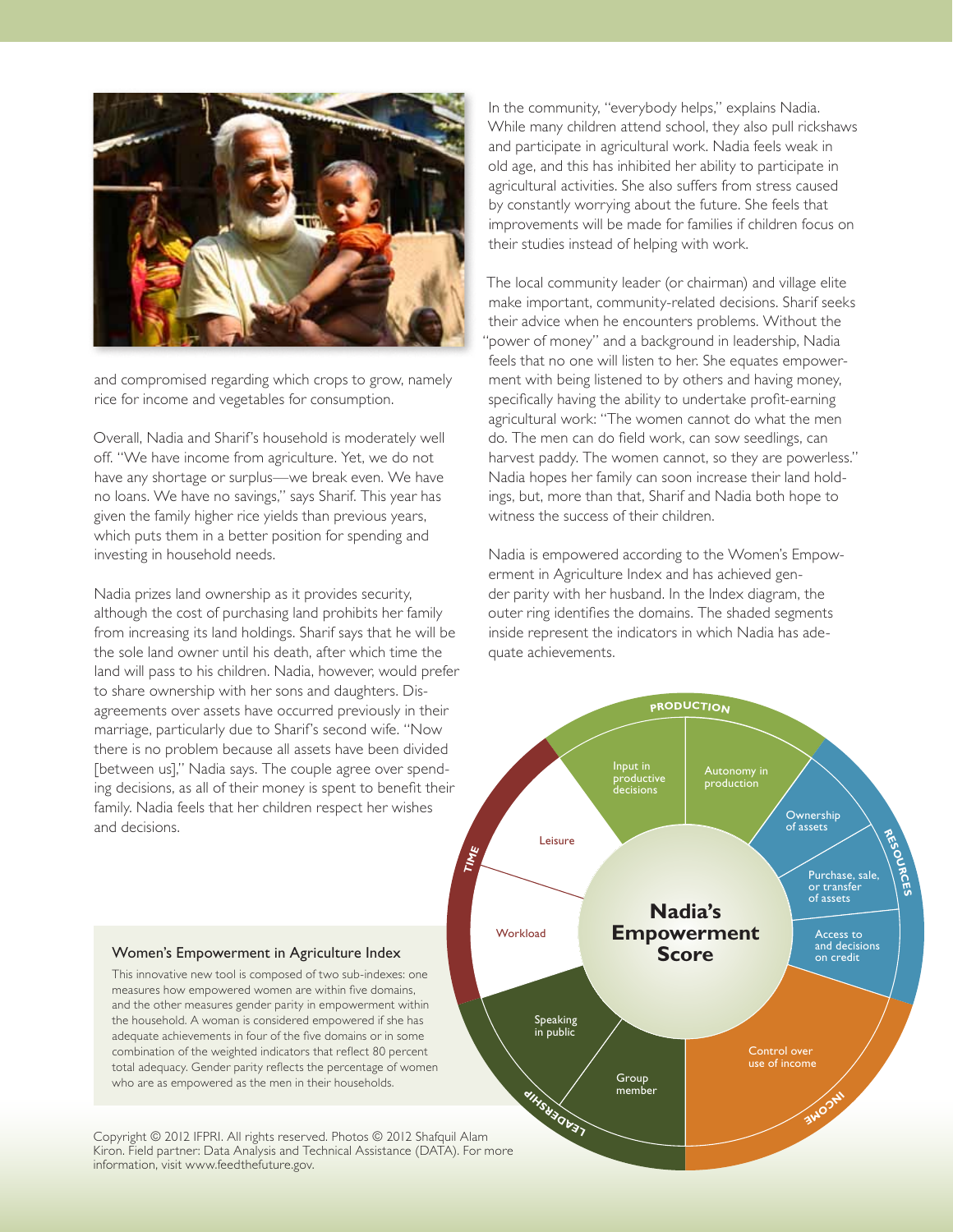and compromised regarding which crops to grow, namely rice for income and vegetables for consumption.

Overall, Nadia and Sharif's household is moderately well off. "We have income from agriculture. Yet, we do not have any shortage or surplus—we break even. We have no loans. We have no savings," says Sharif. This year has given the family higher rice yields than previous years, which puts them in a better position for spending and investing in household needs.

Nadia prizes land ownership as it provides security, although the cost of purchasing land prohibits her family from increasing its land holdings. Sharif says that he will be the sole land owner until his death, after which time the land will pass to his children. Nadia, however, would prefer to share ownership with her sons and daughters. Disagreements over assets have occurred previously in their marriage, particularly due to Sharif's second wife. "Now there is no problem because all assets have been divided [between us]," Nadia says. The couple agree over spending decisions, as all of their money is spent to benefit their family. Nadia feels that her children respect her wishes and decisions.

In the community, "everybody helps," explains Nadia. While many children attend school, they also pull rickshaws and participate in agricultural work. Nadia feels weak in old age, and this has inhibited her ability to participate in agricultural activities. She also suffers from stress caused by constantly worrying about the future. She feels that improvements will be made for families if children focus on their studies instead of helping with work.

The local community leader (or chairman) and village elite make important, community-related decisions. Sharif seeks their advice when he encounters problems. Without the "power of money" and a background in leadership, Nadia feels that no one will listen to her. She equates empowerment with being listened to by others and having money, specifically having the ability to undertake profit-earning agricultural work: "The women cannot do what the men do. The men can do field work, can sow seedlings, can harvest paddy. The women cannot, so they are powerless." Nadia hopes her family can soon increase their land holdings, but, more than that, Sharif and Nadia both hope to witness the success of their children.

Nadia is empowered according to the Women's Empowerment in Agriculture Index and has achieved gender parity with her husband. In the Index diagram, the outer ring identifies the domains. The shaded segments inside represent the indicators in which Nadia has adequate achievements.

PRODUCTION
Input in productive decisions
Autonomy in production
RESOURCES
Ownership of assets
Purchase, sale, or transfer of assets
Access to and decisions on credit
INCOME
Control over use of income
LEADERSHIP
Group member
Speaking in public
TIME
Workload
Leisure
**Nadia's Empowerment Score**

### Women's Empowerment in Agriculture Index

This innovative new tool is composed of two sub-indexes: one measures how empowered women are within five domains, and the other measures gender parity in empowerment within the household. A woman is considered empowered if she has adequate achievements in four of the five domains or in some combination of the weighted indicators that reflect 80 percent total adequacy. Gender parity reflects the percentage of women who are as empowered as the men in their households.

Copyright © 2012 IFPRI. All rights reserved. Photos © 2012 Shafquil Alam Kiron. Field partner: Data Analysis and Technical Assistance (DATA). For more information, visit www.feedthefuture.gov.